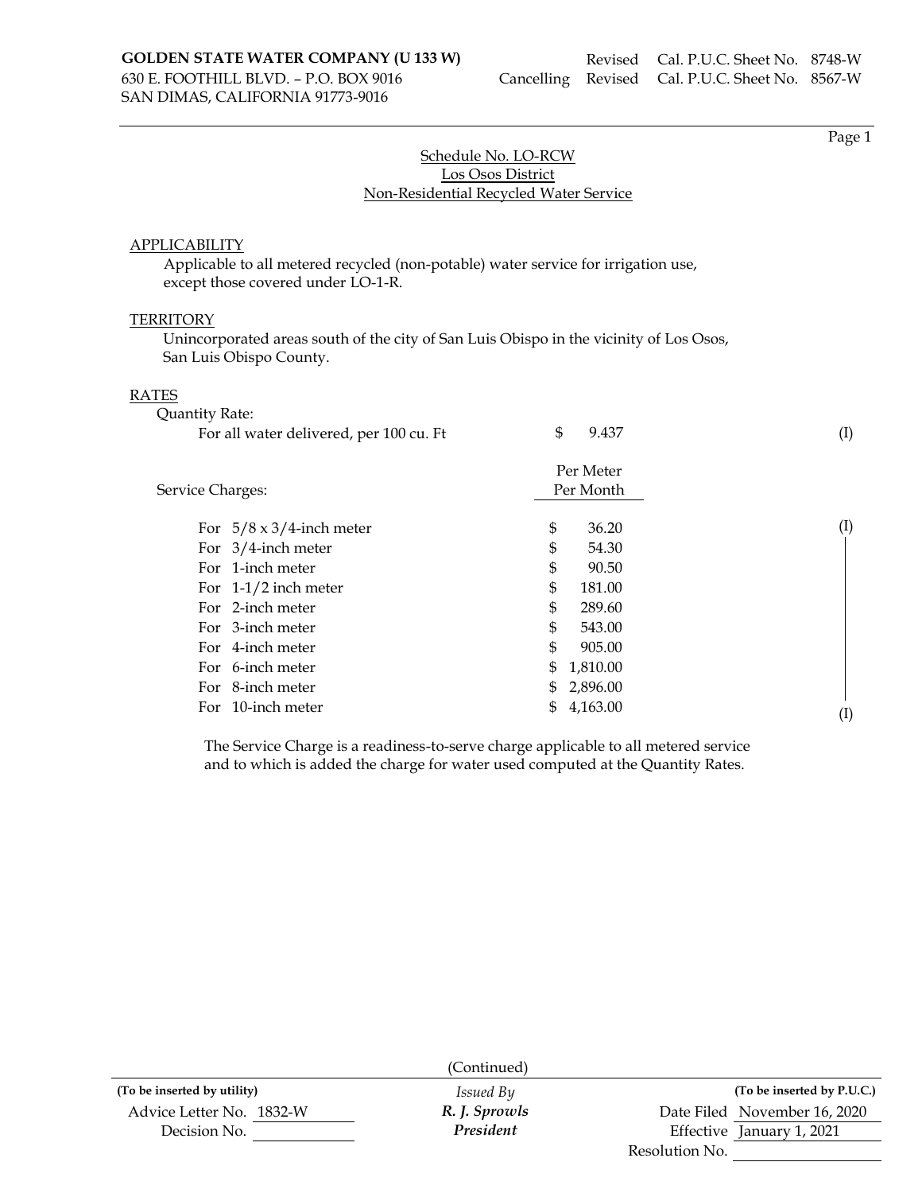**GOLDEN STATE WATER COMPANY (U 133 W)**
630 E. FOOTHILL BLVD. – P.O. BOX 9016
SAN DIMAS, CALIFORNIA 91773-9016

Revised Cal. P.U.C. Sheet No. 8748-W
Cancelling Revised Cal. P.U.C. Sheet No. 8567-W

Schedule No. LO-RCW
Los Osos District
Non-Residential Recycled Water Service

## APPLICABILITY

Applicable to all metered recycled (non-potable) water service for irrigation use, except those covered under LO-1-R.

## TERRITORY

Unincorporated areas south of the city of San Luis Obispo in the vicinity of Los Osos, San Luis Obispo County.

## RATES

Quantity Rate:

| | | |
|---|---|---|
| For all water delivered, per 100 cu. Ft | $ 9.437 | (I) |

| Service Charges: | Per Meter Per Month | |
|---|---|---|
| For 5/8 x 3/4-inch meter | $ 36.20 | (I) |
| For 3/4-inch meter | $ 54.30 | |
| For 1-inch meter | $ 90.50 | |
| For 1-1/2 inch meter | $ 181.00 | |
| For 2-inch meter | $ 289.60 | |
| For 3-inch meter | $ 543.00 | |
| For 4-inch meter | $ 905.00 | |
| For 6-inch meter | $ 1,810.00 | |
| For 8-inch meter | $ 2,896.00 | |
| For 10-inch meter | $ 4,163.00 | (I) |

The Service Charge is a readiness-to-serve charge applicable to all metered service and to which is added the charge for water used computed at the Quantity Rates.

(Continued)

| (To be inserted by utility) | Issued By | (To be inserted by P.U.C.) |
|---|---|---|
| Advice Letter No. 1832-W | *R. J. Sprowls* | Date Filed November 16, 2020 |
| Decision No. | *President* | Effective January 1, 2021 |
| | | Resolution No. |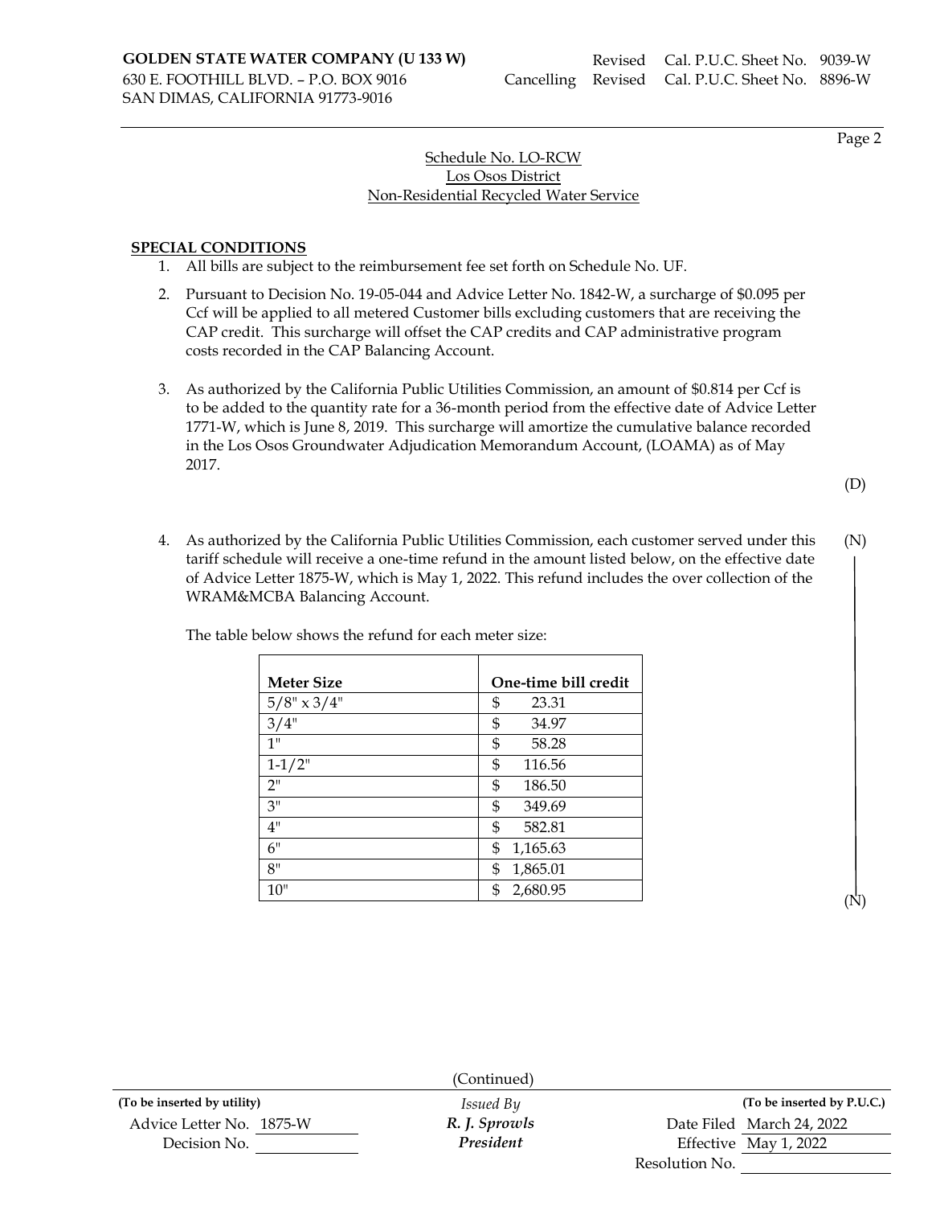**GOLDEN STATE WATER COMPANY (U 133 W)**
630 E. FOOTHILL BLVD. – P.O. BOX 9016
SAN DIMAS, CALIFORNIA 91773-9016

Revised Cal. P.U.C. Sheet No. 9039-W
Cancelling Revised Cal. P.U.C. Sheet No. 8896-W

Schedule No. LO-RCW
Los Osos District
Non-Residential Recycled Water Service

**SPECIAL CONDITIONS**

1. All bills are subject to the reimbursement fee set forth on Schedule No. UF.
2. Pursuant to Decision No. 19-05-044 and Advice Letter No. 1842-W, a surcharge of $0.095 per Ccf will be applied to all metered Customer bills excluding customers that are receiving the CAP credit. This surcharge will offset the CAP credits and CAP administrative program costs recorded in the CAP Balancing Account.
3. As authorized by the California Public Utilities Commission, an amount of $0.814 per Ccf is to be added to the quantity rate for a 36-month period from the effective date of Advice Letter 1771-W, which is June 8, 2019. This surcharge will amortize the cumulative balance recorded in the Los Osos Groundwater Adjudication Memorandum Account, (LOAMA) as of May 2017.

(D)

4. As authorized by the California Public Utilities Commission, each customer served under this tariff schedule will receive a one-time refund in the amount listed below, on the effective date of Advice Letter 1875-W, which is May 1, 2022. This refund includes the over collection of the WRAM&MCBA Balancing Account. (N)

   The table below shows the refund for each meter size:

| Meter Size | One-time bill credit |
|---|---|
| 5/8" x 3/4" | $ 23.31 |
| 3/4" | $ 34.97 |
| 1" | $ 58.28 |
| 1-1/2" | $ 116.56 |
| 2" | $ 186.50 |
| 3" | $ 349.69 |
| 4" | $ 582.81 |
| 6" | $ 1,165.63 |
| 8" | $ 1,865.01 |
| 10" | $ 2,680.95 |

(N)

(Continued)

| (To be inserted by utility) | Issued By | (To be inserted by P.U.C.) |
|---|---|---|
| Advice Letter No. 1875-W | *R. J. Sprowls* | Date Filed March 24, 2022 |
| Decision No. | *President* | Effective May 1, 2022 |
| | | Resolution No. |